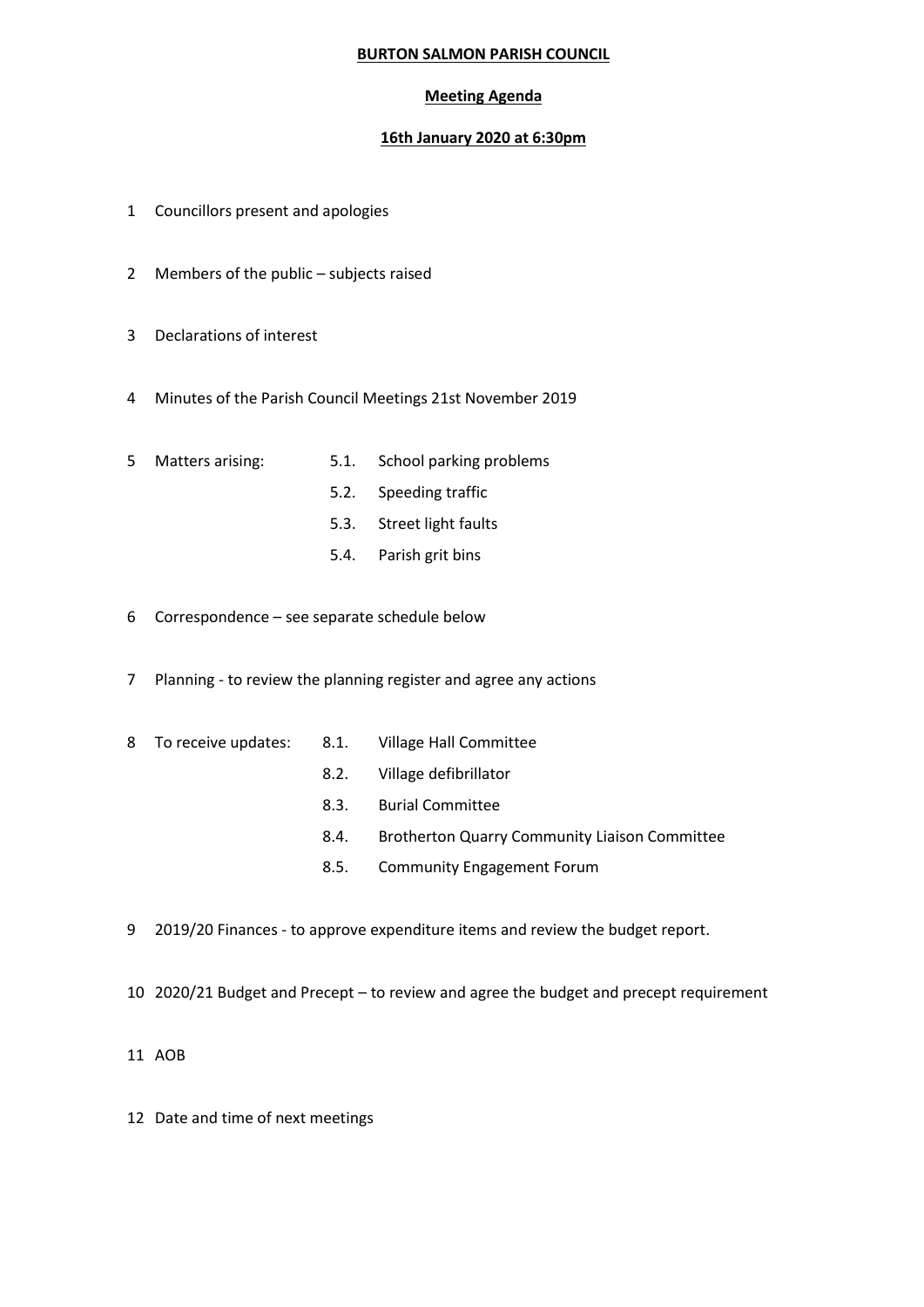**BURTON SALMON PARISH COUNCIL**

**Meeting Agenda**

**16th January 2020 at 6:30pm**

1 Councillors present and apologies

2 Members of the public – subjects raised

3 Declarations of interest

4 Minutes of the Parish Council Meetings 21st November 2019

5 Matters arising:
   - 5.1. School parking problems
   - 5.2. Speeding traffic
   - 5.3. Street light faults
   - 5.4. Parish grit bins

6 Correspondence – see separate schedule below

7 Planning - to review the planning register and agree any actions

8 To receive updates:
   - 8.1. Village Hall Committee
   - 8.2. Village defibrillator
   - 8.3. Burial Committee
   - 8.4. Brotherton Quarry Community Liaison Committee
   - 8.5. Community Engagement Forum

9 2019/20 Finances - to approve expenditure items and review the budget report.

10 2020/21 Budget and Precept – to review and agree the budget and precept requirement

11 AOB

12 Date and time of next meetings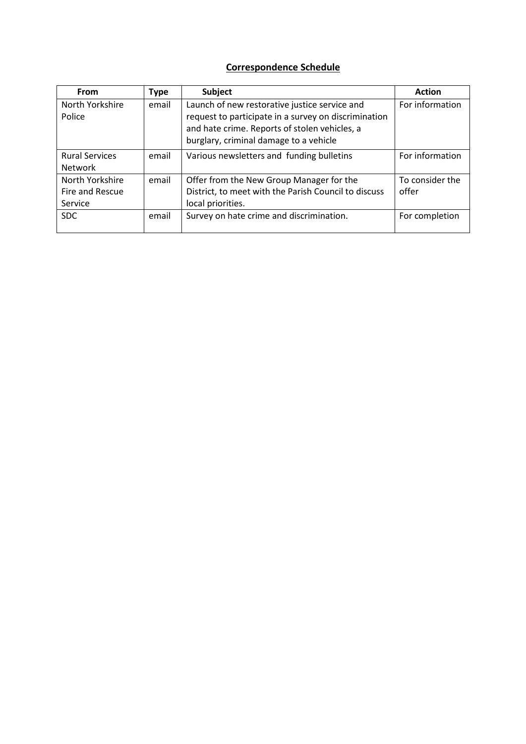## **Correspondence Schedule**

| From | Type | Subject | Action |
|---|---|---|---|
| North Yorkshire Police | email | Launch of new restorative justice service and request to participate in a survey on discrimination and hate crime. Reports of stolen vehicles, a burglary, criminal damage to a vehicle | For information |
| Rural Services Network | email | Various newsletters and funding bulletins | For information |
| North Yorkshire Fire and Rescue Service | email | Offer from the New Group Manager for the District, to meet with the Parish Council to discuss local priorities. | To consider the offer |
| SDC | email | Survey on hate crime and discrimination. | For completion |